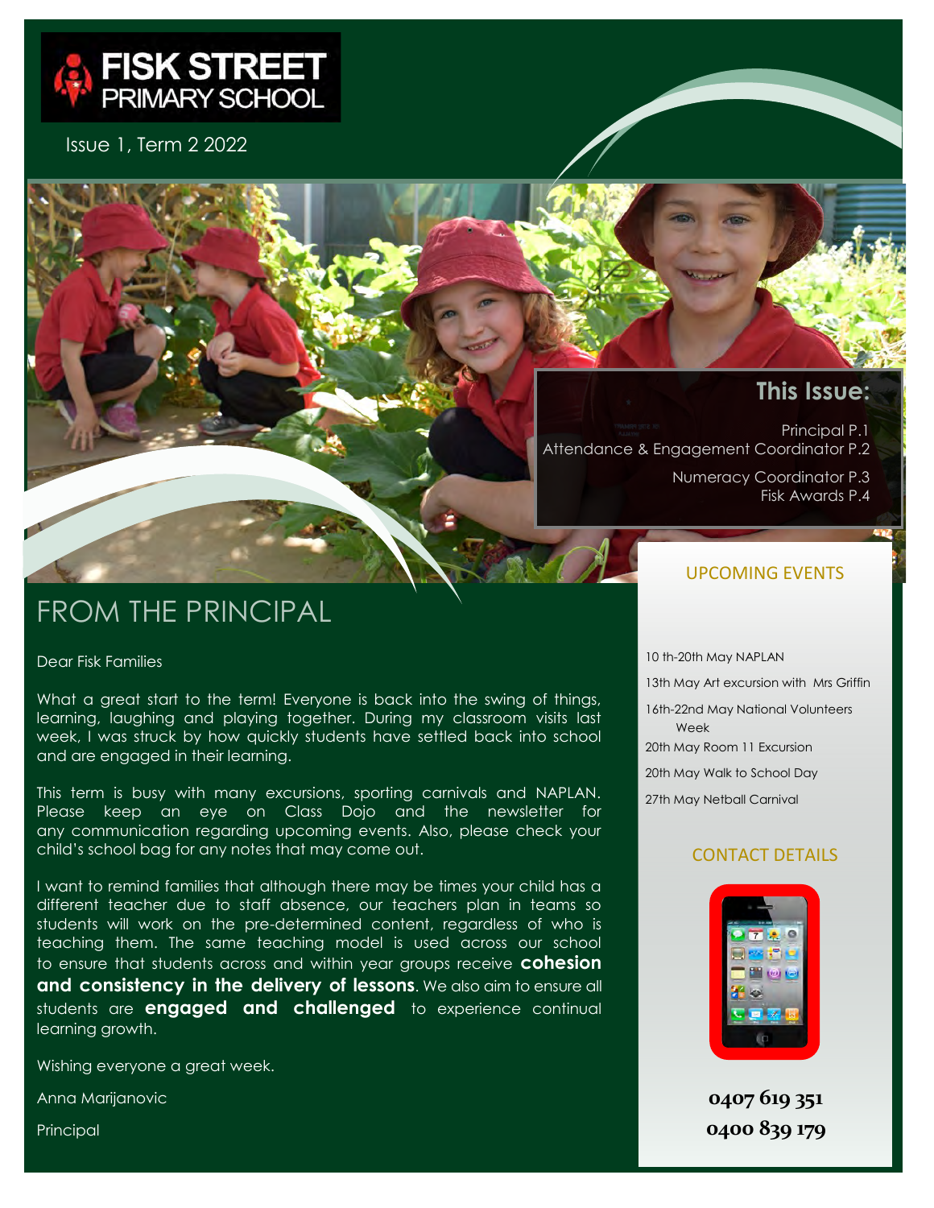# FISK STREET PRIMARY SCHOOL

Issue 1, Term 2 2022

**This Issue:**

Principal P.1
Attendance & Engagement Coordinator P.2
Numeracy Coordinator P.3
Fisk Awards P.4

## FROM THE PRINCIPAL

Dear Fisk Families

What a great start to the term! Everyone is back into the swing of things, learning, laughing and playing together. During my classroom visits last week, I was struck by how quickly students have settled back into school and are engaged in their learning.

This term is busy with many excursions, sporting carnivals and NAPLAN. Please keep an eye on Class Dojo and the newsletter for any communication regarding upcoming events. Also, please check your child's school bag for any notes that may come out.

I want to remind families that although there may be times your child has a different teacher due to staff absence, our teachers plan in teams so students will work on the pre-determined content, regardless of who is teaching them. The same teaching model is used across our school to ensure that students across and within year groups receive **cohesion and consistency in the delivery of lessons**. We also aim to ensure all students are **engaged and challenged** to experience continual learning growth.

Wishing everyone a great week.

Anna Marijanovic

Principal

## UPCOMING EVENTS

10 th-20th May NAPLAN

13th May Art excursion with Mrs Griffin

16th-22nd May National Volunteers Week

20th May Room 11 Excursion

20th May Walk to School Day

27th May Netball Carnival

## CONTACT DETAILS

**0407 619 351**

**0400 839 179**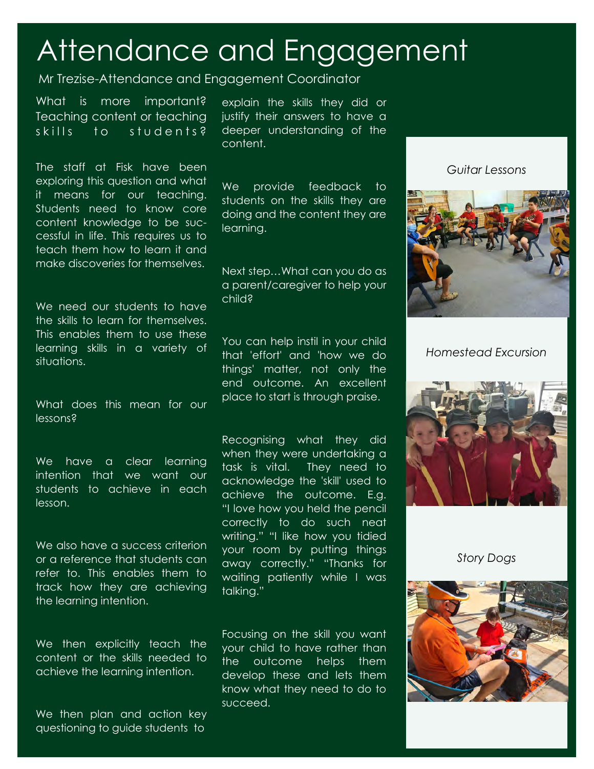# Attendance and Engagement

Mr Trezise-Attendance and Engagement Coordinator

What is more important? Teaching content or teaching skills to students?

The staff at Fisk have been exploring this question and what it means for our teaching. Students need to know core content knowledge to be successful in life. This requires us to teach them how to learn it and make discoveries for themselves.

We need our students to have the skills to learn for themselves. This enables them to use these learning skills in a variety of situations.

What does this mean for our lessons?

We have a clear learning intention that we want our students to achieve in each lesson.

We also have a success criterion or a reference that students can refer to. This enables them to track how they are achieving the learning intention.

We then explicitly teach the content or the skills needed to achieve the learning intention.

We then plan and action key questioning to guide students to explain the skills they did or justify their answers to have a deeper understanding of the content.

We provide feedback to students on the skills they are doing and the content they are learning.

Next step…What can you do as a parent/caregiver to help your child?

You can help instil in your child that 'effort' and 'how we do things' matter, not only the end outcome. An excellent place to start is through praise.

Recognising what they did when they were undertaking a task is vital. They need to acknowledge the 'skill' used to achieve the outcome. E.g. "I love how you held the pencil correctly to do such neat writing." "I like how you tidied your room by putting things away correctly." "Thanks for waiting patiently while I was talking."

Focusing on the skill you want your child to have rather than the outcome helps them develop these and lets them know what they need to do to succeed.

*Guitar Lessons*

*Homestead Excursion*

*Story Dogs*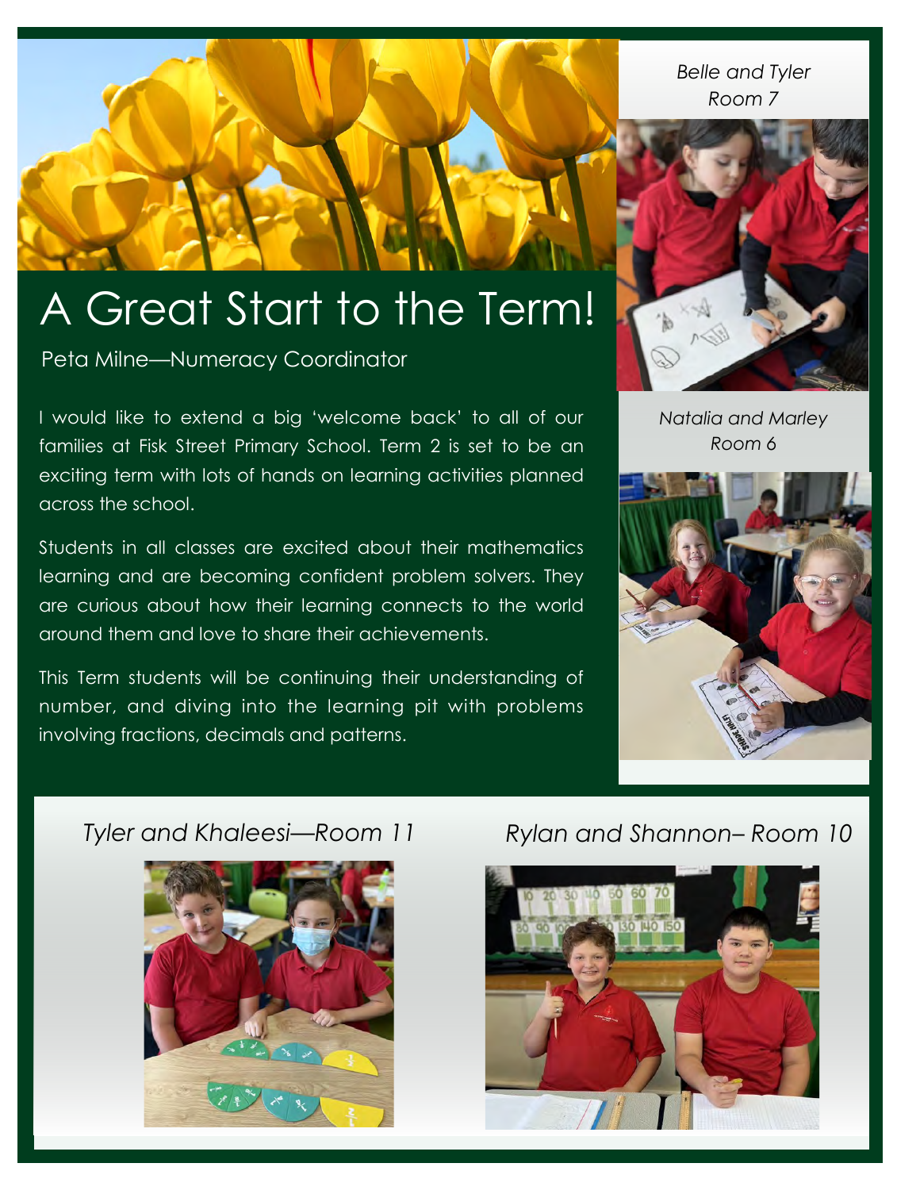# A Great Start to the Term!

Peta Milne—Numeracy Coordinator

I would like to extend a big 'welcome back' to all of our families at Fisk Street Primary School. Term 2 is set to be an exciting term with lots of hands on learning activities planned across the school.

Students in all classes are excited about their mathematics learning and are becoming confident problem solvers. They are curious about how their learning connects to the world around them and love to share their achievements.

This Term students will be continuing their understanding of number, and diving into the learning pit with problems involving fractions, decimals and patterns.

*Belle and Tyler Room 7*

*Natalia and Marley Room 6*

*Tyler and Khaleesi—Room 11*

*Rylan and Shannon– Room 10*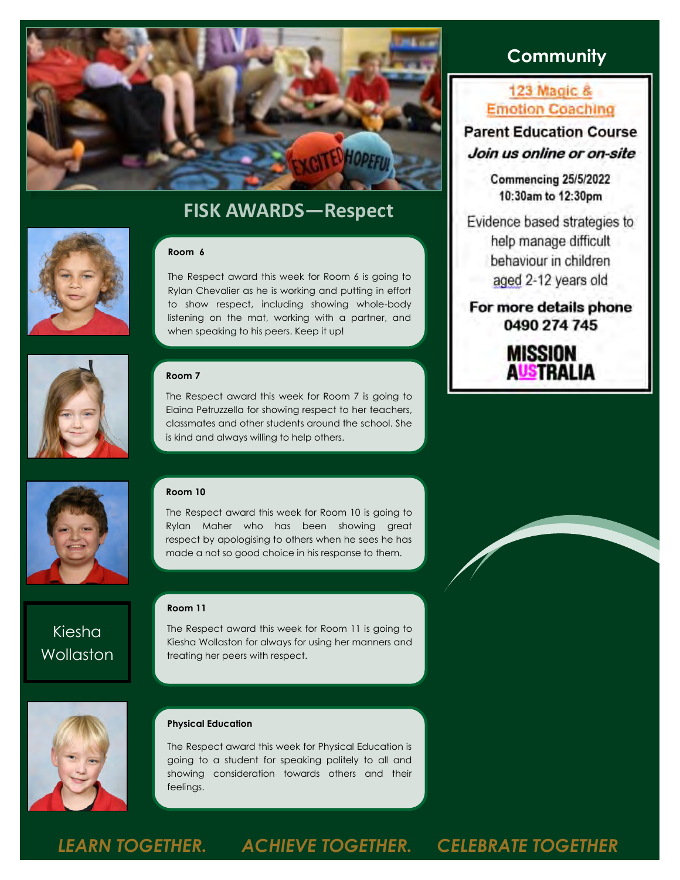## FISK AWARDS—Respect

**Room 6**

The Respect award this week for Room 6 is going to Rylan Chevalier as he is working and putting in effort to show respect, including showing whole-body listening on the mat, working with a partner, and when speaking to his peers. Keep it up!

**Room 7**

The Respect award this week for Room 7 is going to Elaina Petruzzella for showing respect to her teachers, classmates and other students around the school. She is kind and always willing to help others.

**Room 10**

The Respect award this week for Room 10 is going to Rylan Maher who has been showing great respect by apologising to others when he sees he has made a not so good choice in his response to them.

Kiesha Wollaston

**Room 11**

The Respect award this week for Room 11 is going to Kiesha Wollaston for always for using her manners and treating her peers with respect.

**Physical Education**

The Respect award this week for Physical Education is going to a student for speaking politely to all and showing consideration towards others and their feelings.

## Community

123 Magic & Emotion Coaching

**Parent Education Course**

***Join us online or on-site***

Commencing 25/5/2022
10:30am to 12:30pm

Evidence based strategies to help manage difficult behaviour in children aged 2-12 years old

**For more details phone 0490 274 745**

**MISSION AUSTRALIA**

*LEARN TOGETHER. ACHIEVE TOGETHER. CELEBRATE TOGETHER*